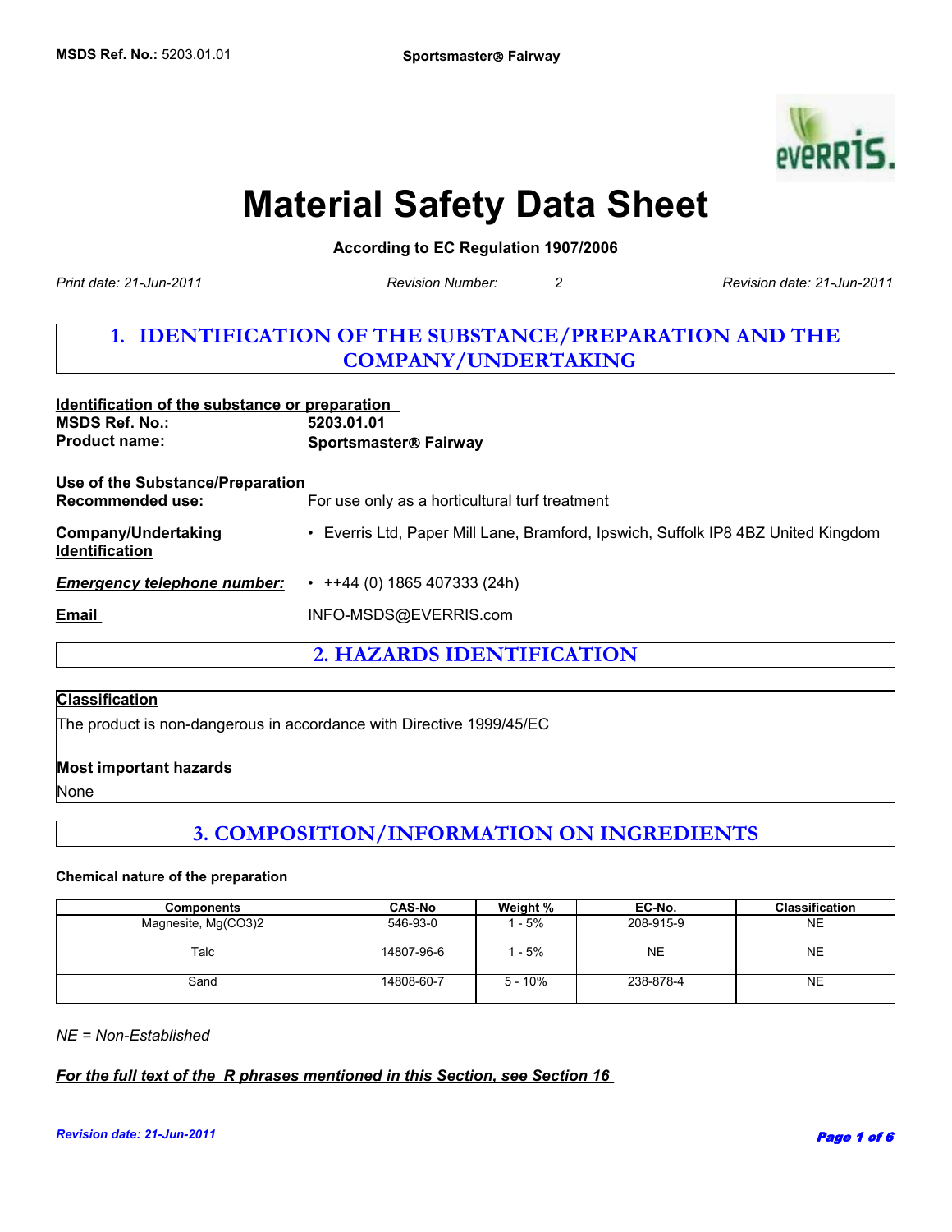# Material Safety Data Sheet

**According to EC Regulation 1907/2006**

*Print date: 21-Jun-2011* *Revision Number: 2* *Revision date: 21-Jun-2011*

## 1. IDENTIFICATION OF THE SUBSTANCE/PREPARATION AND THE COMPANY/UNDERTAKING

**Identification of the substance or preparation**

**MSDS Ref. No.:** **5203.01.01**

**Product name:** **Sportsmaster® Fairway**

**Use of the Substance/Preparation**

**Recommended use:** For use only as a horticultural turf treatment

**Company/Undertaking Identification**
- Everris Ltd, Paper Mill Lane, Bramford, Ipswich, Suffolk IP8 4BZ United Kingdom

***Emergency telephone number:***
- ++44 (0) 1865 407333 (24h)

**Email** INFO-MSDS@EVERRIS.com

## 2. HAZARDS IDENTIFICATION

**Classification**

The product is non-dangerous in accordance with Directive 1999/45/EC

**Most important hazards**

None

## 3. COMPOSITION/INFORMATION ON INGREDIENTS

**Chemical nature of the preparation**

| Components | CAS-No | Weight % | EC-No. | Classification |
|---|---|---|---|---|
| Magnesite, Mg(CO3)2 | 546-93-0 | 1 - 5% | 208-915-9 | NE |
| Talc | 14807-96-6 | 1 - 5% | NE | NE |
| Sand | 14808-60-7 | 5 - 10% | 238-878-4 | NE |

*NE = Non-Established*

***For the full text of the R phrases mentioned in this Section, see Section 16***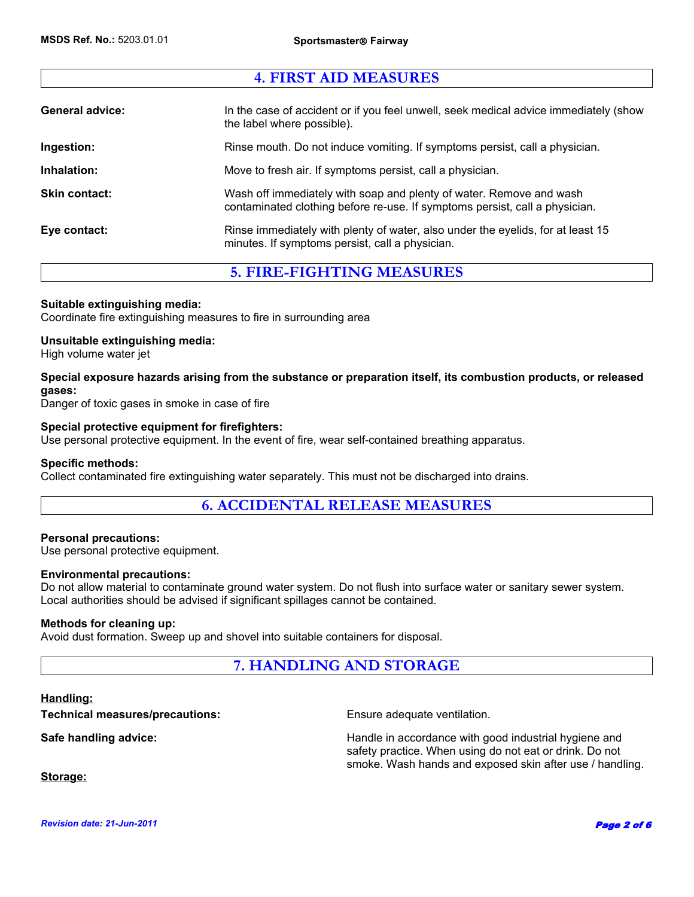## 4. FIRST AID MEASURES

| | |
|---|---|
| **General advice:** | In the case of accident or if you feel unwell, seek medical advice immediately (show the label where possible). |
| **Ingestion:** | Rinse mouth. Do not induce vomiting. If symptoms persist, call a physician. |
| **Inhalation:** | Move to fresh air. If symptoms persist, call a physician. |
| **Skin contact:** | Wash off immediately with soap and plenty of water. Remove and wash contaminated clothing before re-use. If symptoms persist, call a physician. |
| **Eye contact:** | Rinse immediately with plenty of water, also under the eyelids, for at least 15 minutes. If symptoms persist, call a physician. |

## 5. FIRE-FIGHTING MEASURES

**Suitable extinguishing media:**
Coordinate fire extinguishing measures to fire in surrounding area

**Unsuitable extinguishing media:**
High volume water jet

**Special exposure hazards arising from the substance or preparation itself, its combustion products, or released gases:**
Danger of toxic gases in smoke in case of fire

**Special protective equipment for firefighters:**
Use personal protective equipment. In the event of fire, wear self-contained breathing apparatus.

**Specific methods:**
Collect contaminated fire extinguishing water separately. This must not be discharged into drains.

## 6. ACCIDENTAL RELEASE MEASURES

**Personal precautions:**
Use personal protective equipment.

**Environmental precautions:**
Do not allow material to contaminate ground water system. Do not flush into surface water or sanitary sewer system. Local authorities should be advised if significant spillages cannot be contained.

**Methods for cleaning up:**
Avoid dust formation. Sweep up and shovel into suitable containers for disposal.

## 7. HANDLING AND STORAGE

**Handling:**

| | |
|---|---|
| **Technical measures/precautions:** | Ensure adequate ventilation. |
| **Safe handling advice:** | Handle in accordance with good industrial hygiene and safety practice. When using do not eat or drink. Do not smoke. Wash hands and exposed skin after use / handling. |

**Storage:**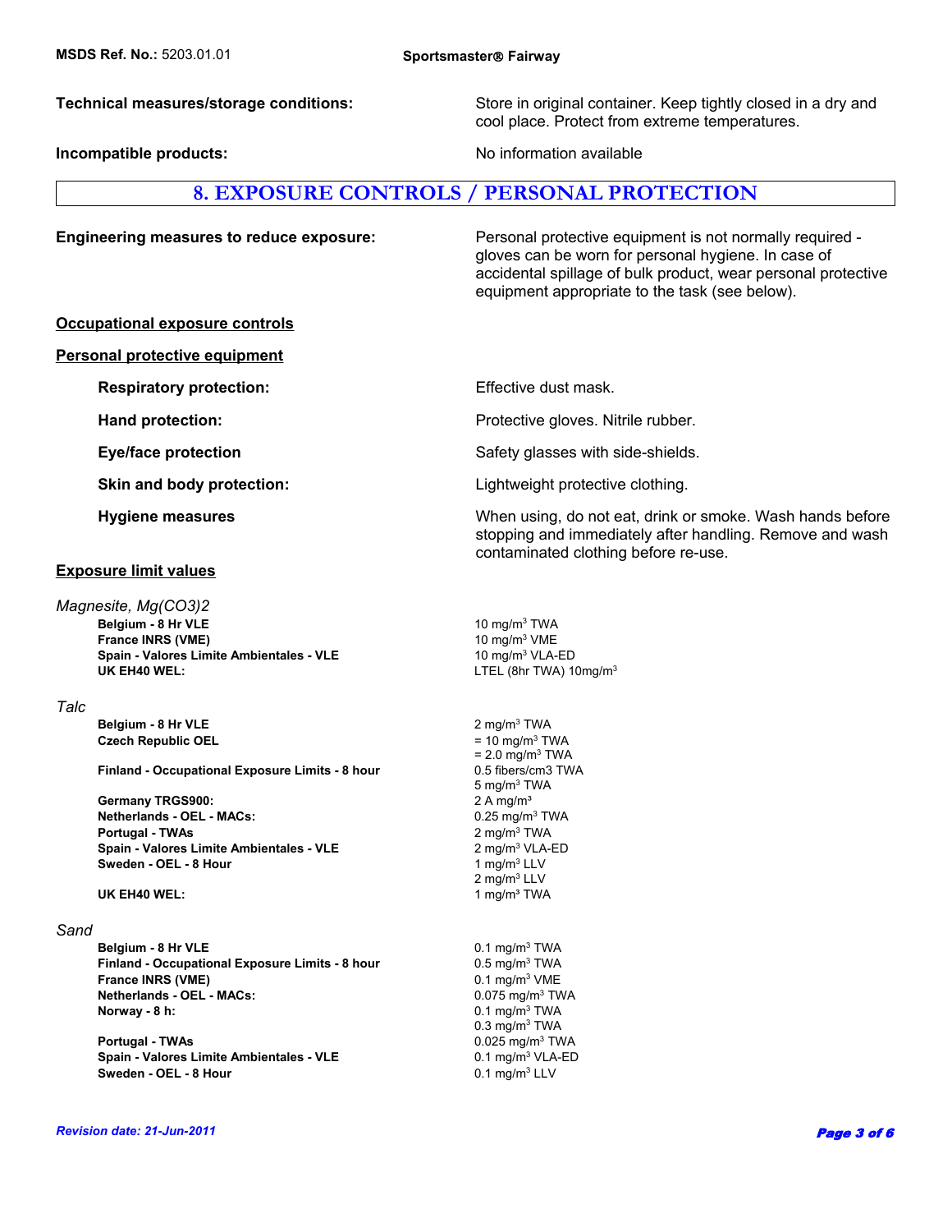**Technical measures/storage conditions:** Store in original container. Keep tightly closed in a dry and cool place. Protect from extreme temperatures.

**Incompatible products:** No information available

## 8. EXPOSURE CONTROLS / PERSONAL PROTECTION

**Engineering measures to reduce exposure:** Personal protective equipment is not normally required - gloves can be worn for personal hygiene. In case of accidental spillage of bulk product, wear personal protective equipment appropriate to the task (see below).

### Occupational exposure controls

### Personal protective equipment

**Respiratory protection:** Effective dust mask.

**Hand protection:** Protective gloves. Nitrile rubber.

**Eye/face protection** Safety glasses with side-shields.

**Skin and body protection:** Lightweight protective clothing.

**Hygiene measures** When using, do not eat, drink or smoke. Wash hands before stopping and immediately after handling. Remove and wash contaminated clothing before re-use.

### Exposure limit values

*Magnesite, Mg(CO3)2*

| | |
|---|---|
| **Belgium - 8 Hr VLE** | 10 mg/m³ TWA |
| **France INRS (VME)** | 10 mg/m³ VME |
| **Spain - Valores Limite Ambientales - VLE** | 10 mg/m³ VLA-ED |
| **UK EH40 WEL:** | LTEL (8hr TWA) 10mg/m³ |

*Talc*

| | |
|---|---|
| **Belgium - 8 Hr VLE** | 2 mg/m³ TWA |
| **Czech Republic OEL** | = 10 mg/m³ TWA<br>= 2.0 mg/m³ TWA |
| **Finland - Occupational Exposure Limits - 8 hour** | 0.5 fibers/cm3 TWA<br>5 mg/m³ TWA |
| **Germany TRGS900:** | 2 A mg/m³ |
| **Netherlands - OEL - MACs:** | 0.25 mg/m³ TWA |
| **Portugal - TWAs** | 2 mg/m³ TWA |
| **Spain - Valores Limite Ambientales - VLE** | 2 mg/m³ VLA-ED |
| **Sweden - OEL - 8 Hour** | 1 mg/m³ LLV<br>2 mg/m³ LLV |
| **UK EH40 WEL:** | 1 mg/m³ TWA |

*Sand*

| | |
|---|---|
| **Belgium - 8 Hr VLE** | 0.1 mg/m³ TWA |
| **Finland - Occupational Exposure Limits - 8 hour** | 0.5 mg/m³ TWA |
| **France INRS (VME)** | 0.1 mg/m³ VME |
| **Netherlands - OEL - MACs:** | 0.075 mg/m³ TWA |
| **Norway - 8 h:** | 0.1 mg/m³ TWA<br>0.3 mg/m³ TWA |
| **Portugal - TWAs** | 0.025 mg/m³ TWA |
| **Spain - Valores Limite Ambientales - VLE** | 0.1 mg/m³ VLA-ED |
| **Sweden - OEL - 8 Hour** | 0.1 mg/m³ LLV |

*Revision date: 21-Jun-2011*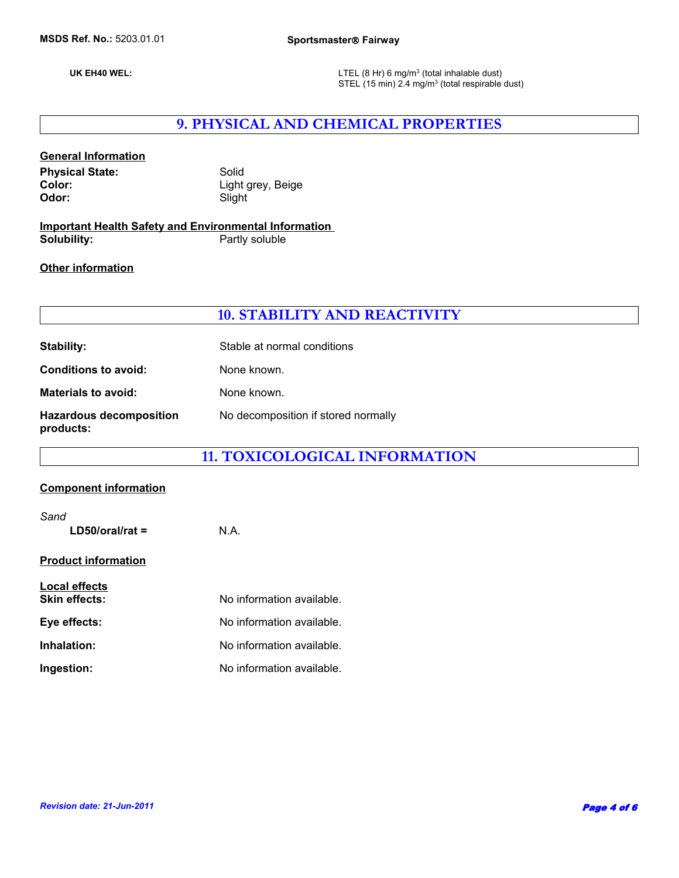**UK EH40 WEL:** LTEL (8 Hr) 6 mg/m$^3$ (total inhalable dust)
STEL (15 min) 2.4 mg/m$^3$ (total respirable dust)

## 9. PHYSICAL AND CHEMICAL PROPERTIES

**General Information**

**Physical State:** Solid
**Color:** Light grey, Beige
**Odor:** Slight

**Important Health Safety and Environmental Information**
**Solubility:** Partly soluble

**Other information**

## 10. STABILITY AND REACTIVITY

**Stability:** Stable at normal conditions

**Conditions to avoid:** None known.

**Materials to avoid:** None known.

**Hazardous decomposition products:** No decomposition if stored normally

## 11. TOXICOLOGICAL INFORMATION

**Component information**

*Sand*
**LD50/oral/rat =** N.A.

**Product information**

**Local effects**
**Skin effects:** No information available.

**Eye effects:** No information available.

**Inhalation:** No information available.

**Ingestion:** No information available.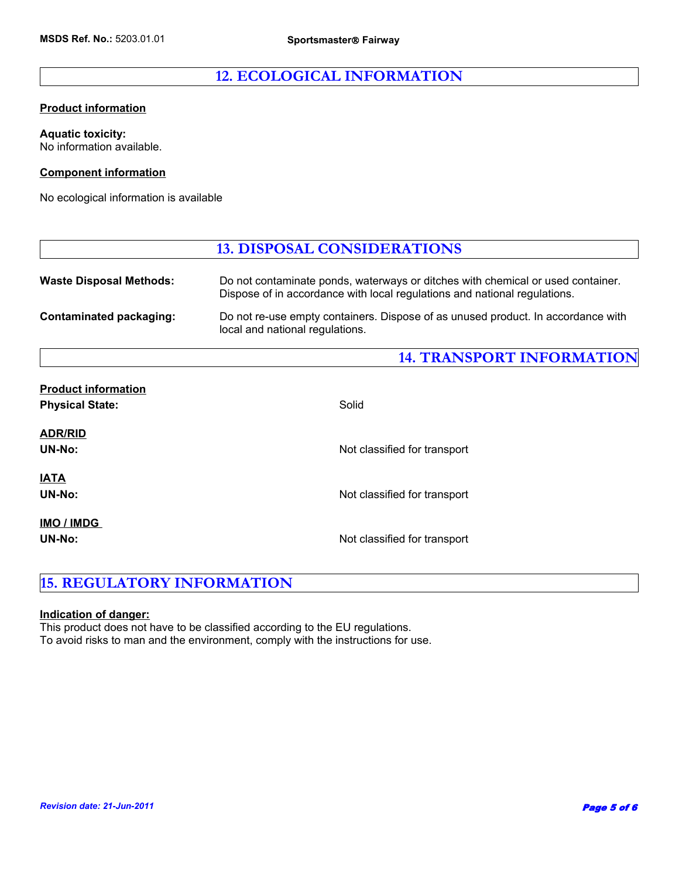## 12. ECOLOGICAL INFORMATION

**Product information**

**Aquatic toxicity:**
No information available.

**Component information**

No ecological information is available

## 13. DISPOSAL CONSIDERATIONS

**Waste Disposal Methods:** Do not contaminate ponds, waterways or ditches with chemical or used container. Dispose of in accordance with local regulations and national regulations.

**Contaminated packaging:** Do not re-use empty containers. Dispose of as unused product. In accordance with local and national regulations.

## 14. TRANSPORT INFORMATION

**Product information**

**Physical State:** Solid

**ADR/RID**

**UN-No:** Not classified for transport

**IATA**

**UN-No:** Not classified for transport

**IMO / IMDG**

**UN-No:** Not classified for transport

## 15. REGULATORY INFORMATION

**Indication of danger:**
This product does not have to be classified according to the EU regulations.
To avoid risks to man and the environment, comply with the instructions for use.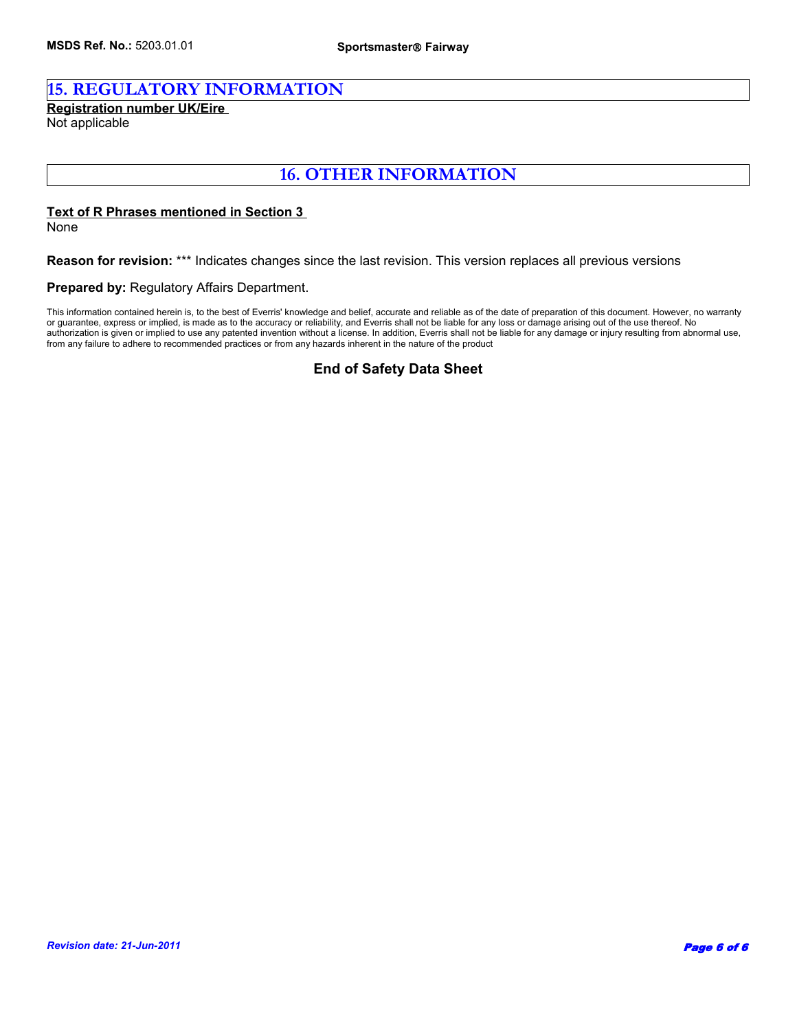## 15. REGULATORY INFORMATION

**Registration number UK/Eire**

Not applicable

## 16. OTHER INFORMATION

**Text of R Phrases mentioned in Section 3**

None

**Reason for revision:** *** Indicates changes since the last revision. This version replaces all previous versions

**Prepared by:** Regulatory Affairs Department.

This information contained herein is, to the best of Everris' knowledge and belief, accurate and reliable as of the date of preparation of this document. However, no warranty or guarantee, express or implied, is made as to the accuracy or reliability, and Everris shall not be liable for any loss or damage arising out of the use thereof. No authorization is given or implied to use any patented invention without a license. In addition, Everris shall not be liable for any damage or injury resulting from abnormal use, from any failure to adhere to recommended practices or from any hazards inherent in the nature of the product

**End of Safety Data Sheet**